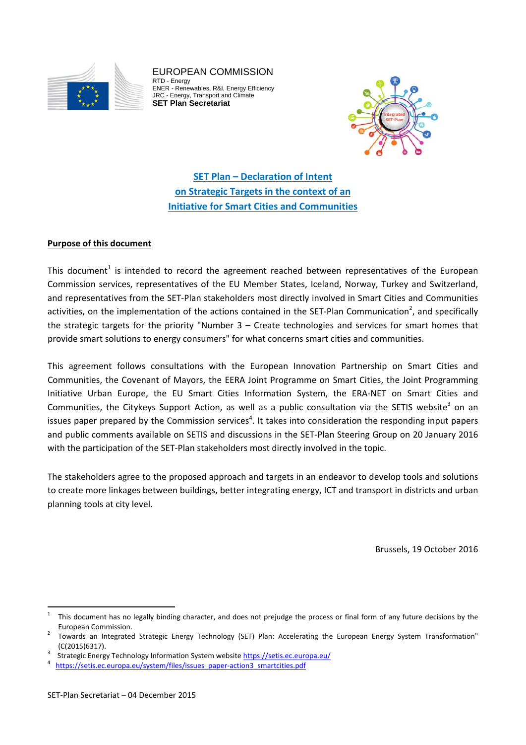EUROPEAN COMMISSION
RTD - Energy
ENER - Renewables, R&I, Energy Efficiency
JRC - Energy, Transport and Climate
**SET Plan Secretariat**

# SET Plan – Declaration of Intent on Strategic Targets in the context of an Initiative for Smart Cities and Communities

## Purpose of this document

This document[1] is intended to record the agreement reached between representatives of the European Commission services, representatives of the EU Member States, Iceland, Norway, Turkey and Switzerland, and representatives from the SET-Plan stakeholders most directly involved in Smart Cities and Communities activities, on the implementation of the actions contained in the SET-Plan Communication[2], and specifically the strategic targets for the priority "Number 3 – Create technologies and services for smart homes that provide smart solutions to energy consumers" for what concerns smart cities and communities.

This agreement follows consultations with the European Innovation Partnership on Smart Cities and Communities, the Covenant of Mayors, the EERA Joint Programme on Smart Cities, the Joint Programming Initiative Urban Europe, the EU Smart Cities Information System, the ERA-NET on Smart Cities and Communities, the Citykeys Support Action, as well as a public consultation via the SETIS website[3] on an issues paper prepared by the Commission services[4]. It takes into consideration the responding input papers and public comments available on SETIS and discussions in the SET-Plan Steering Group on 20 January 2016 with the participation of the SET-Plan stakeholders most directly involved in the topic.

The stakeholders agree to the proposed approach and targets in an endeavor to develop tools and solutions to create more linkages between buildings, better integrating energy, ICT and transport in districts and urban planning tools at city level.

Brussels, 19 October 2016

---

[1] This document has no legally binding character, and does not prejudge the process or final form of any future decisions by the European Commission.

[2] Towards an Integrated Strategic Energy Technology (SET) Plan: Accelerating the European Energy System Transformation" (C(2015)6317).

[3] Strategic Energy Technology Information System website https://setis.ec.europa.eu/

[4] https://setis.ec.europa.eu/system/files/issues_paper-action3_smartcities.pdf

SET-Plan Secretariat – 04 December 2015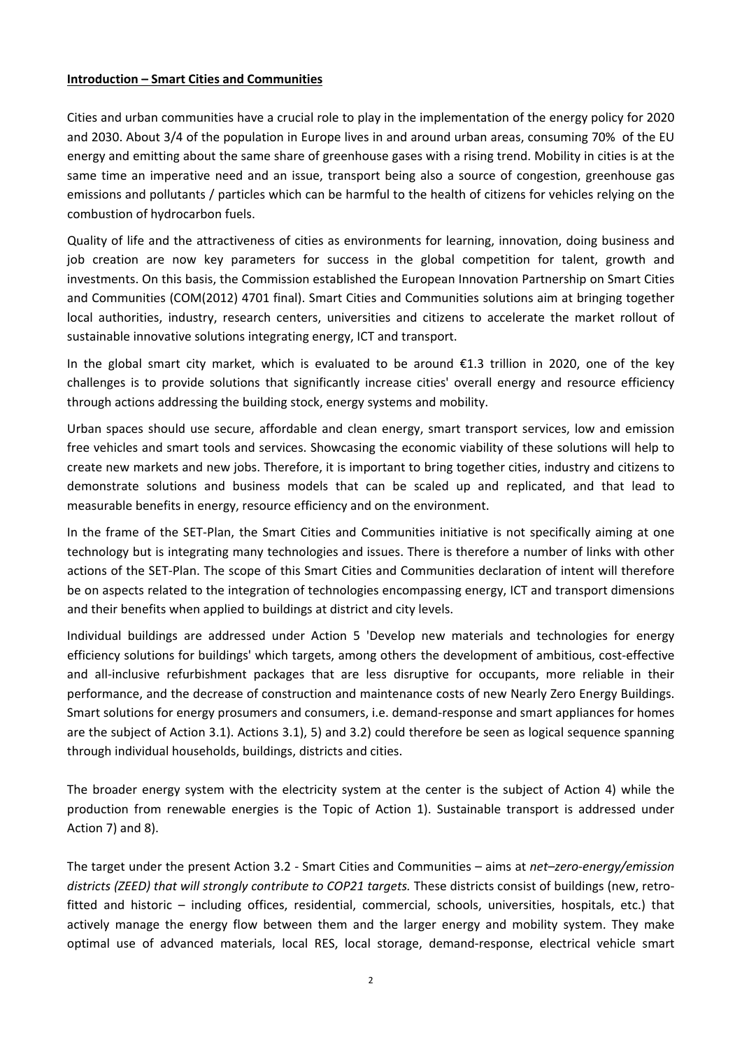**Introduction – Smart Cities and Communities**

Cities and urban communities have a crucial role to play in the implementation of the energy policy for 2020 and 2030. About 3/4 of the population in Europe lives in and around urban areas, consuming 70% of the EU energy and emitting about the same share of greenhouse gases with a rising trend. Mobility in cities is at the same time an imperative need and an issue, transport being also a source of congestion, greenhouse gas emissions and pollutants / particles which can be harmful to the health of citizens for vehicles relying on the combustion of hydrocarbon fuels.

Quality of life and the attractiveness of cities as environments for learning, innovation, doing business and job creation are now key parameters for success in the global competition for talent, growth and investments. On this basis, the Commission established the European Innovation Partnership on Smart Cities and Communities (COM(2012) 4701 final). Smart Cities and Communities solutions aim at bringing together local authorities, industry, research centers, universities and citizens to accelerate the market rollout of sustainable innovative solutions integrating energy, ICT and transport.

In the global smart city market, which is evaluated to be around €1.3 trillion in 2020, one of the key challenges is to provide solutions that significantly increase cities' overall energy and resource efficiency through actions addressing the building stock, energy systems and mobility.

Urban spaces should use secure, affordable and clean energy, smart transport services, low and emission free vehicles and smart tools and services. Showcasing the economic viability of these solutions will help to create new markets and new jobs. Therefore, it is important to bring together cities, industry and citizens to demonstrate solutions and business models that can be scaled up and replicated, and that lead to measurable benefits in energy, resource efficiency and on the environment.

In the frame of the SET-Plan, the Smart Cities and Communities initiative is not specifically aiming at one technology but is integrating many technologies and issues. There is therefore a number of links with other actions of the SET-Plan. The scope of this Smart Cities and Communities declaration of intent will therefore be on aspects related to the integration of technologies encompassing energy, ICT and transport dimensions and their benefits when applied to buildings at district and city levels.

Individual buildings are addressed under Action 5 'Develop new materials and technologies for energy efficiency solutions for buildings' which targets, among others the development of ambitious, cost-effective and all-inclusive refurbishment packages that are less disruptive for occupants, more reliable in their performance, and the decrease of construction and maintenance costs of new Nearly Zero Energy Buildings. Smart solutions for energy prosumers and consumers, i.e. demand-response and smart appliances for homes are the subject of Action 3.1). Actions 3.1), 5) and 3.2) could therefore be seen as logical sequence spanning through individual households, buildings, districts and cities.

The broader energy system with the electricity system at the center is the subject of Action 4) while the production from renewable energies is the Topic of Action 1). Sustainable transport is addressed under Action 7) and 8).

The target under the present Action 3.2 - Smart Cities and Communities – aims at *net–zero-energy/emission districts (ZEED) that will strongly contribute to COP21 targets.* These districts consist of buildings (new, retro-fitted and historic – including offices, residential, commercial, schools, universities, hospitals, etc.) that actively manage the energy flow between them and the larger energy and mobility system. They make optimal use of advanced materials, local RES, local storage, demand-response, electrical vehicle smart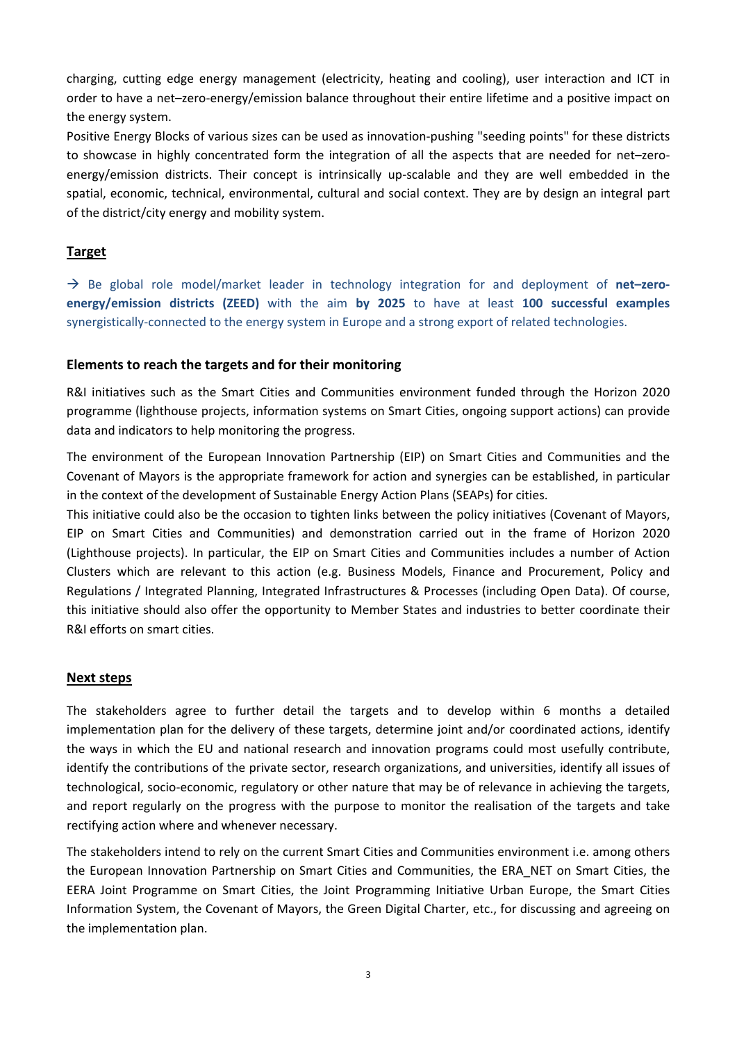charging, cutting edge energy management (electricity, heating and cooling), user interaction and ICT in order to have a net–zero-energy/emission balance throughout their entire lifetime and a positive impact on the energy system.

Positive Energy Blocks of various sizes can be used as innovation-pushing "seeding points" for these districts to showcase in highly concentrated form the integration of all the aspects that are needed for net–zero-energy/emission districts. Their concept is intrinsically up-scalable and they are well embedded in the spatial, economic, technical, environmental, cultural and social context. They are by design an integral part of the district/city energy and mobility system.

## Target

→ Be global role model/market leader in technology integration for and deployment of **net–zero-energy/emission districts (ZEED)** with the aim **by 2025** to have at least **100 successful examples** synergistically-connected to the energy system in Europe and a strong export of related technologies.

### Elements to reach the targets and for their monitoring

R&I initiatives such as the Smart Cities and Communities environment funded through the Horizon 2020 programme (lighthouse projects, information systems on Smart Cities, ongoing support actions) can provide data and indicators to help monitoring the progress.

The environment of the European Innovation Partnership (EIP) on Smart Cities and Communities and the Covenant of Mayors is the appropriate framework for action and synergies can be established, in particular in the context of the development of Sustainable Energy Action Plans (SEAPs) for cities.

This initiative could also be the occasion to tighten links between the policy initiatives (Covenant of Mayors, EIP on Smart Cities and Communities) and demonstration carried out in the frame of Horizon 2020 (Lighthouse projects). In particular, the EIP on Smart Cities and Communities includes a number of Action Clusters which are relevant to this action (e.g. Business Models, Finance and Procurement, Policy and Regulations / Integrated Planning, Integrated Infrastructures & Processes (including Open Data). Of course, this initiative should also offer the opportunity to Member States and industries to better coordinate their R&I efforts on smart cities.

## Next steps

The stakeholders agree to further detail the targets and to develop within 6 months a detailed implementation plan for the delivery of these targets, determine joint and/or coordinated actions, identify the ways in which the EU and national research and innovation programs could most usefully contribute, identify the contributions of the private sector, research organizations, and universities, identify all issues of technological, socio-economic, regulatory or other nature that may be of relevance in achieving the targets, and report regularly on the progress with the purpose to monitor the realisation of the targets and take rectifying action where and whenever necessary.

The stakeholders intend to rely on the current Smart Cities and Communities environment i.e. among others the European Innovation Partnership on Smart Cities and Communities, the ERA_NET on Smart Cities, the EERA Joint Programme on Smart Cities, the Joint Programming Initiative Urban Europe, the Smart Cities Information System, the Covenant of Mayors, the Green Digital Charter, etc., for discussing and agreeing on the implementation plan.